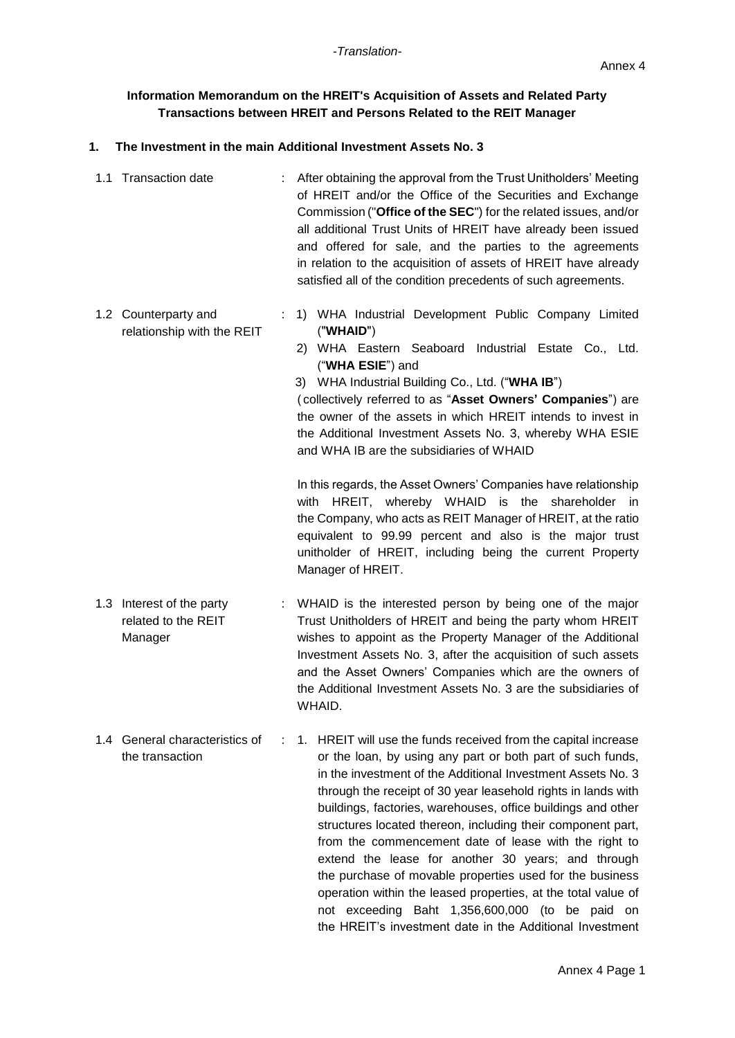*-Translation-*

Annex 4

**Information Memorandum on the HREIT's Acquisition of Assets and Related Party Transactions between HREIT and Persons Related to the REIT Manager**

## 1. The Investment in the main Additional Investment Assets No. 3

| | | |
|---|---|---|
| 1.1 Transaction date | : | After obtaining the approval from the Trust Unitholders' Meeting of HREIT and/or the Office of the Securities and Exchange Commission ("**Office of the SEC**") for the related issues, and/or all additional Trust Units of HREIT have already been issued and offered for sale, and the parties to the agreements in relation to the acquisition of assets of HREIT have already satisfied all of the condition precedents of such agreements. |
| 1.2 Counterparty and relationship with the REIT | : | 1) WHA Industrial Development Public Company Limited ("**WHAID**")<br>2) WHA Eastern Seaboard Industrial Estate Co., Ltd. ("**WHA ESIE**") and<br>3) WHA Industrial Building Co., Ltd. ("**WHA IB**")<br>(collectively referred to as "**Asset Owners' Companies**") are the owner of the assets in which HREIT intends to invest in the Additional Investment Assets No. 3, whereby WHA ESIE and WHA IB are the subsidiaries of WHAID<br><br>In this regards, the Asset Owners' Companies have relationship with HREIT, whereby WHAID is the shareholder in the Company, who acts as REIT Manager of HREIT, at the ratio equivalent to 99.99 percent and also is the major trust unitholder of HREIT, including being the current Property Manager of HREIT. |
| 1.3 Interest of the party related to the REIT Manager | : | WHAID is the interested person by being one of the major Trust Unitholders of HREIT and being the party whom HREIT wishes to appoint as the Property Manager of the Additional Investment Assets No. 3, after the acquisition of such assets and the Asset Owners' Companies which are the owners of the Additional Investment Assets No. 3 are the subsidiaries of WHAID. |
| 1.4 General characteristics of the transaction | : | 1. HREIT will use the funds received from the capital increase or the loan, by using any part or both part of such funds, in the investment of the Additional Investment Assets No. 3 through the receipt of 30 year leasehold rights in lands with buildings, factories, warehouses, office buildings and other structures located thereon, including their component part, from the commencement date of lease with the right to extend the lease for another 30 years; and through the purchase of movable properties used for the business operation within the leased properties, at the total value of not exceeding Baht 1,356,600,000 (to be paid on the HREIT's investment date in the Additional Investment |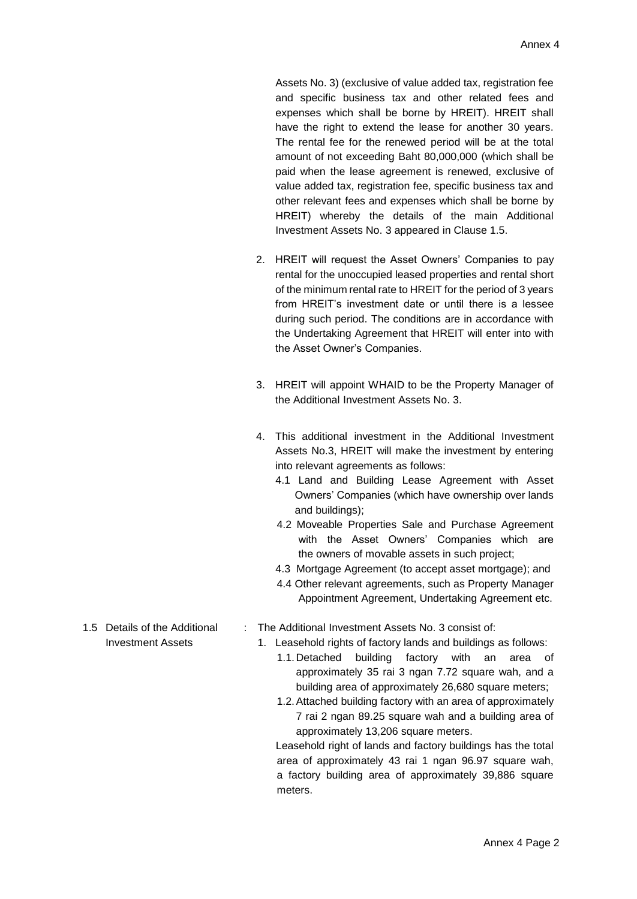Assets No. 3) (exclusive of value added tax, registration fee and specific business tax and other related fees and expenses which shall be borne by HREIT). HREIT shall have the right to extend the lease for another 30 years. The rental fee for the renewed period will be at the total amount of not exceeding Baht 80,000,000 (which shall be paid when the lease agreement is renewed, exclusive of value added tax, registration fee, specific business tax and other relevant fees and expenses which shall be borne by HREIT) whereby the details of the main Additional Investment Assets No. 3 appeared in Clause 1.5.

2. HREIT will request the Asset Owners' Companies to pay rental for the unoccupied leased properties and rental short of the minimum rental rate to HREIT for the period of 3 years from HREIT's investment date or until there is a lessee during such period. The conditions are in accordance with the Undertaking Agreement that HREIT will enter into with the Asset Owner's Companies.

3. HREIT will appoint WHAID to be the Property Manager of the Additional Investment Assets No. 3.

4. This additional investment in the Additional Investment Assets No.3, HREIT will make the investment by entering into relevant agreements as follows:
   - 4.1 Land and Building Lease Agreement with Asset Owners' Companies (which have ownership over lands and buildings);
   - 4.2 Moveable Properties Sale and Purchase Agreement with the Asset Owners' Companies which are the owners of movable assets in such project;
   - 4.3 Mortgage Agreement (to accept asset mortgage); and
   - 4.4 Other relevant agreements, such as Property Manager Appointment Agreement, Undertaking Agreement etc.

**1.5 Details of the Additional Investment Assets** : The Additional Investment Assets No. 3 consist of:

1. Leasehold rights of factory lands and buildings as follows:
   - 1.1. Detached building factory with an area of approximately 35 rai 3 ngan 7.72 square wah, and a building area of approximately 26,680 square meters;
   - 1.2. Attached building factory with an area of approximately 7 rai 2 ngan 89.25 square wah and a building area of approximately 13,206 square meters.

   Leasehold right of lands and factory buildings has the total area of approximately 43 rai 1 ngan 96.97 square wah, a factory building area of approximately 39,886 square meters.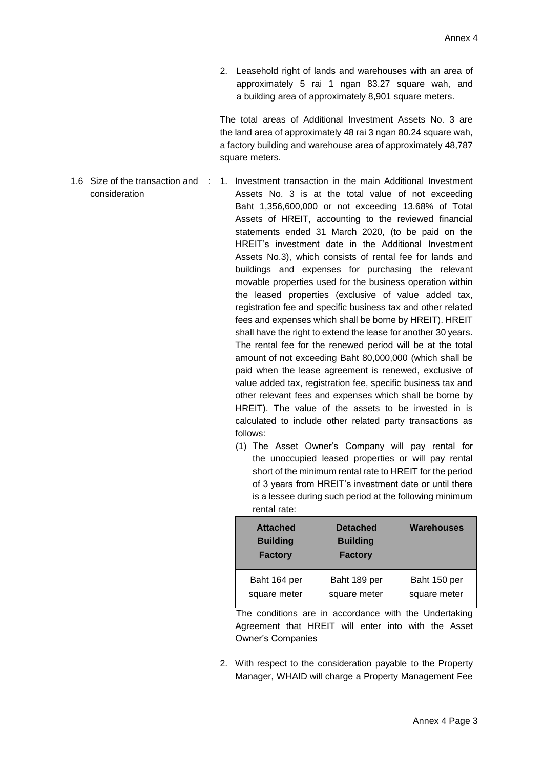2. Leasehold right of lands and warehouses with an area of approximately 5 rai 1 ngan 83.27 square wah, and a building area of approximately 8,901 square meters.

The total areas of Additional Investment Assets No. 3 are the land area of approximately 48 rai 3 ngan 80.24 square wah, a factory building and warehouse area of approximately 48,787 square meters.

1.6 Size of the transaction and consideration :

1. Investment transaction in the main Additional Investment Assets No. 3 is at the total value of not exceeding Baht 1,356,600,000 or not exceeding 13.68% of Total Assets of HREIT, accounting to the reviewed financial statements ended 31 March 2020, (to be paid on the HREIT's investment date in the Additional Investment Assets No.3), which consists of rental fee for lands and buildings and expenses for purchasing the relevant movable properties used for the business operation within the leased properties (exclusive of value added tax, registration fee and specific business tax and other related fees and expenses which shall be borne by HREIT). HREIT shall have the right to extend the lease for another 30 years. The rental fee for the renewed period will be at the total amount of not exceeding Baht 80,000,000 (which shall be paid when the lease agreement is renewed, exclusive of value added tax, registration fee, specific business tax and other relevant fees and expenses which shall be borne by HREIT). The value of the assets to be invested in is calculated to include other related party transactions as follows:
   (1) The Asset Owner's Company will pay rental for the unoccupied leased properties or will pay rental short of the minimum rental rate to HREIT for the period of 3 years from HREIT's investment date or until there is a lessee during such period at the following minimum rental rate:

| Attached Building Factory | Detached Building Factory | Warehouses |
|---|---|---|
| Baht 164 per square meter | Baht 189 per square meter | Baht 150 per square meter |

   The conditions are in accordance with the Undertaking Agreement that HREIT will enter into with the Asset Owner's Companies

2. With respect to the consideration payable to the Property Manager, WHAID will charge a Property Management Fee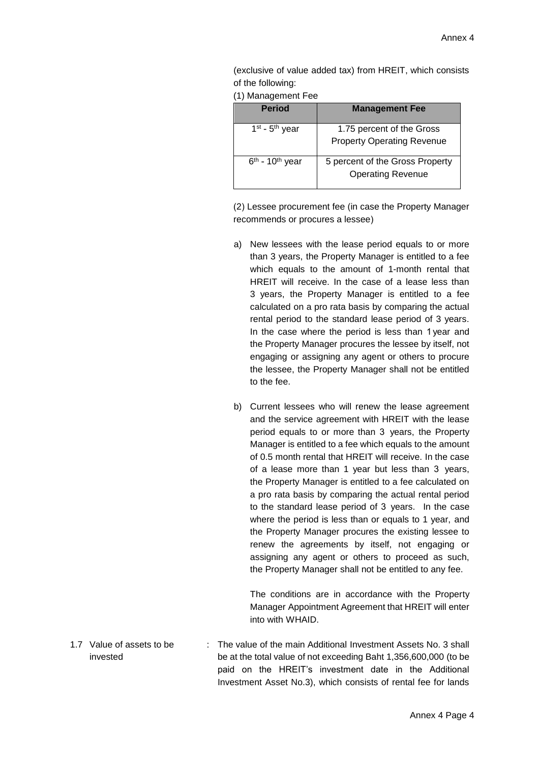(exclusive of value added tax) from HREIT, which consists of the following:

(1) Management Fee

| Period | Management Fee |
| --- | --- |
| 1st - 5th year | 1.75 percent of the Gross Property Operating Revenue |
| 6th - 10th year | 5 percent of the Gross Property Operating Revenue |

(2) Lessee procurement fee (in case the Property Manager recommends or procures a lessee)

a) New lessees with the lease period equals to or more than 3 years, the Property Manager is entitled to a fee which equals to the amount of 1-month rental that HREIT will receive. In the case of a lease less than 3 years, the Property Manager is entitled to a fee calculated on a pro rata basis by comparing the actual rental period to the standard lease period of 3 years. In the case where the period is less than 1 year and the Property Manager procures the lessee by itself, not engaging or assigning any agent or others to procure the lessee, the Property Manager shall not be entitled to the fee.

b) Current lessees who will renew the lease agreement and the service agreement with HREIT with the lease period equals to or more than 3 years, the Property Manager is entitled to a fee which equals to the amount of 0.5 month rental that HREIT will receive. In the case of a lease more than 1 year but less than 3 years, the Property Manager is entitled to a fee calculated on a pro rata basis by comparing the actual rental period to the standard lease period of 3 years. In the case where the period is less than or equals to 1 year, and the Property Manager procures the existing lessee to renew the agreements by itself, not engaging or assigning any agent or others to proceed as such, the Property Manager shall not be entitled to any fee.

The conditions are in accordance with the Property Manager Appointment Agreement that HREIT will enter into with WHAID.

1.7 Value of assets to be invested : The value of the main Additional Investment Assets No. 3 shall be at the total value of not exceeding Baht 1,356,600,000 (to be paid on the HREIT's investment date in the Additional Investment Asset No.3), which consists of rental fee for lands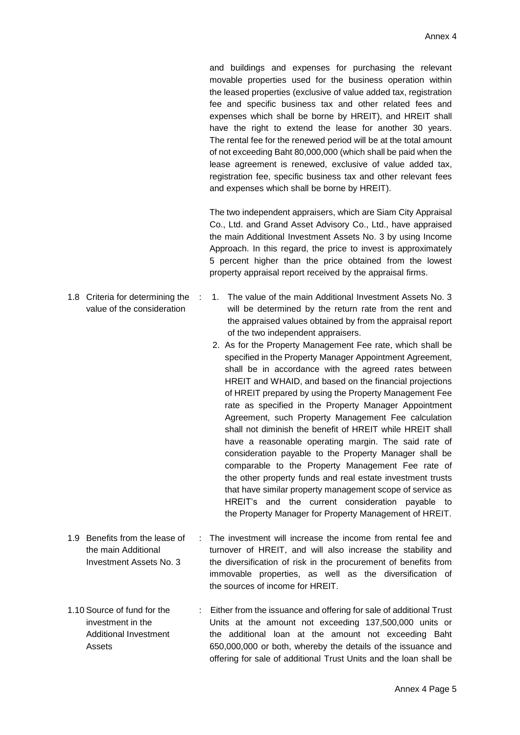and buildings and expenses for purchasing the relevant movable properties used for the business operation within the leased properties (exclusive of value added tax, registration fee and specific business tax and other related fees and expenses which shall be borne by HREIT), and HREIT shall have the right to extend the lease for another 30 years. The rental fee for the renewed period will be at the total amount of not exceeding Baht 80,000,000 (which shall be paid when the lease agreement is renewed, exclusive of value added tax, registration fee, specific business tax and other relevant fees and expenses which shall be borne by HREIT).

The two independent appraisers, which are Siam City Appraisal Co., Ltd. and Grand Asset Advisory Co., Ltd., have appraised the main Additional Investment Assets No. 3 by using Income Approach. In this regard, the price to invest is approximately 5 percent higher than the price obtained from the lowest property appraisal report received by the appraisal firms.

**1.8 Criteria for determining the value of the consideration** :

1. The value of the main Additional Investment Assets No. 3 will be determined by the return rate from the rent and the appraised values obtained by from the appraisal report of the two independent appraisers.
2. As for the Property Management Fee rate, which shall be specified in the Property Manager Appointment Agreement, shall be in accordance with the agreed rates between HREIT and WHAID, and based on the financial projections of HREIT prepared by using the Property Management Fee rate as specified in the Property Manager Appointment Agreement, such Property Management Fee calculation shall not diminish the benefit of HREIT while HREIT shall have a reasonable operating margin. The said rate of consideration payable to the Property Manager shall be comparable to the Property Management Fee rate of the other property funds and real estate investment trusts that have similar property management scope of service as HREIT's and the current consideration payable to the Property Manager for Property Management of HREIT.

**1.9 Benefits from the lease of the main Additional Investment Assets No. 3** : The investment will increase the income from rental fee and turnover of HREIT, and will also increase the stability and the diversification of risk in the procurement of benefits from immovable properties, as well as the diversification of the sources of income for HREIT.

**1.10 Source of fund for the investment in the Additional Investment Assets** : Either from the issuance and offering for sale of additional Trust Units at the amount not exceeding 137,500,000 units or the additional loan at the amount not exceeding Baht 650,000,000 or both, whereby the details of the issuance and offering for sale of additional Trust Units and the loan shall be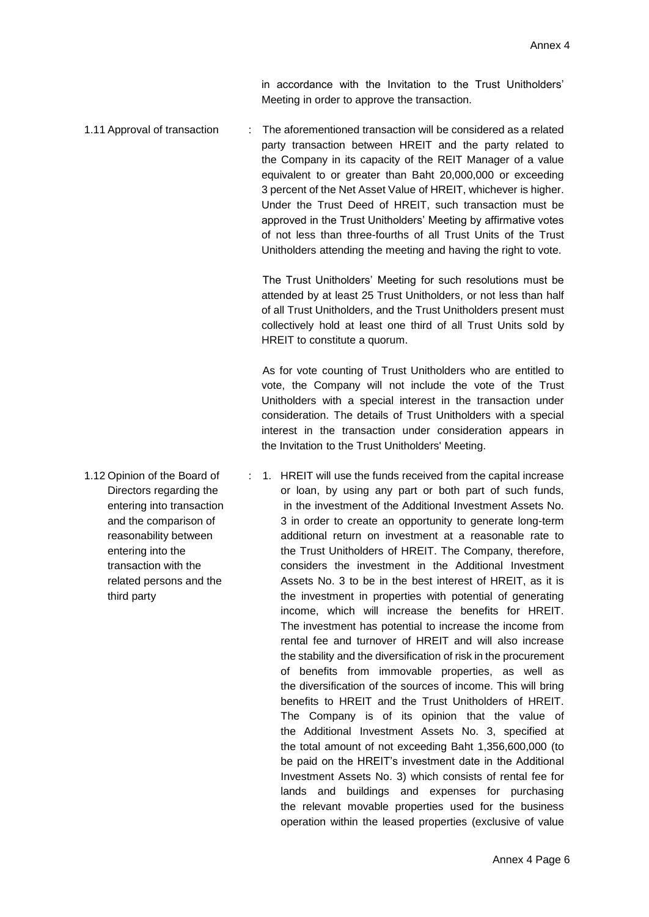in accordance with the Invitation to the Trust Unitholders' Meeting in order to approve the transaction.

| | | |
|---|---|---|
| 1.11 Approval of transaction | : | The aforementioned transaction will be considered as a related party transaction between HREIT and the party related to the Company in its capacity of the REIT Manager of a value equivalent to or greater than Baht 20,000,000 or exceeding 3 percent of the Net Asset Value of HREIT, whichever is higher. Under the Trust Deed of HREIT, such transaction must be approved in the Trust Unitholders' Meeting by affirmative votes of not less than three-fourths of all Trust Units of the Trust Unitholders attending the meeting and having the right to vote.<br><br>The Trust Unitholders' Meeting for such resolutions must be attended by at least 25 Trust Unitholders, or not less than half of all Trust Unitholders, and the Trust Unitholders present must collectively hold at least one third of all Trust Units sold by HREIT to constitute a quorum.<br><br>As for vote counting of Trust Unitholders who are entitled to vote, the Company will not include the vote of the Trust Unitholders with a special interest in the transaction under consideration. The details of Trust Unitholders with a special interest in the transaction under consideration appears in the Invitation to the Trust Unitholders' Meeting. |
| 1.12 Opinion of the Board of Directors regarding the entering into transaction and the comparison of reasonability between entering into the transaction with the related persons and the third party | : | 1. HREIT will use the funds received from the capital increase or loan, by using any part or both part of such funds, in the investment of the Additional Investment Assets No. 3 in order to create an opportunity to generate long-term additional return on investment at a reasonable rate to the Trust Unitholders of HREIT. The Company, therefore, considers the investment in the Additional Investment Assets No. 3 to be in the best interest of HREIT, as it is the investment in properties with potential of generating income, which will increase the benefits for HREIT. The investment has potential to increase the income from rental fee and turnover of HREIT and will also increase the stability and the diversification of risk in the procurement of benefits from immovable properties, as well as the diversification of the sources of income. This will bring benefits to HREIT and the Trust Unitholders of HREIT. The Company is of its opinion that the value of the Additional Investment Assets No. 3, specified at the total amount of not exceeding Baht 1,356,600,000 (to be paid on the HREIT's investment date in the Additional Investment Assets No. 3) which consists of rental fee for lands and buildings and expenses for purchasing the relevant movable properties used for the business operation within the leased properties (exclusive of value |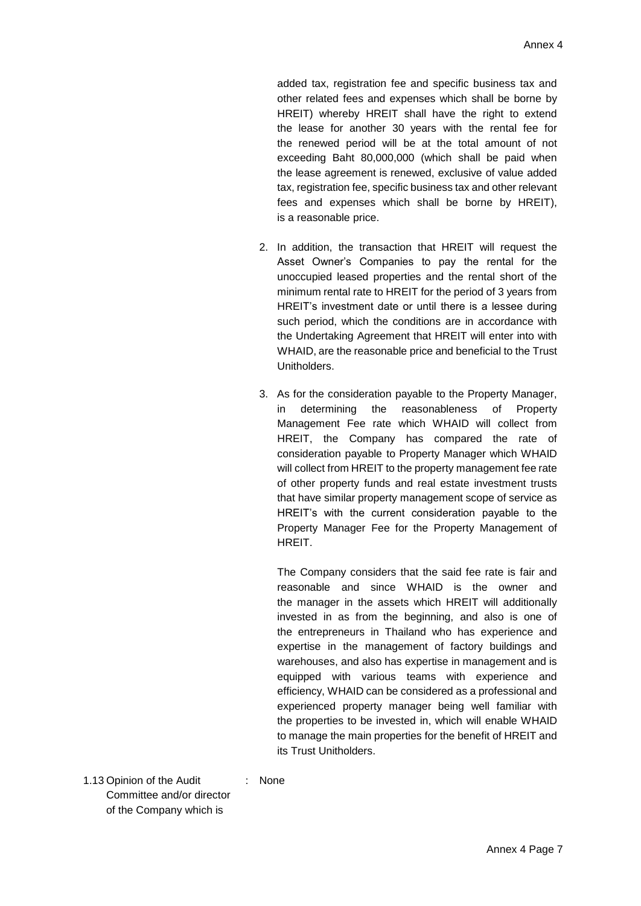added tax, registration fee and specific business tax and other related fees and expenses which shall be borne by HREIT) whereby HREIT shall have the right to extend the lease for another 30 years with the rental fee for the renewed period will be at the total amount of not exceeding Baht 80,000,000 (which shall be paid when the lease agreement is renewed, exclusive of value added tax, registration fee, specific business tax and other relevant fees and expenses which shall be borne by HREIT), is a reasonable price.

2. In addition, the transaction that HREIT will request the Asset Owner's Companies to pay the rental for the unoccupied leased properties and the rental short of the minimum rental rate to HREIT for the period of 3 years from HREIT's investment date or until there is a lessee during such period, which the conditions are in accordance with the Undertaking Agreement that HREIT will enter into with WHAID, are the reasonable price and beneficial to the Trust Unitholders.

3. As for the consideration payable to the Property Manager, in determining the reasonableness of Property Management Fee rate which WHAID will collect from HREIT, the Company has compared the rate of consideration payable to Property Manager which WHAID will collect from HREIT to the property management fee rate of other property funds and real estate investment trusts that have similar property management scope of service as HREIT's with the current consideration payable to the Property Manager Fee for the Property Management of HREIT.

   The Company considers that the said fee rate is fair and reasonable and since WHAID is the owner and the manager in the assets which HREIT will additionally invested in as from the beginning, and also is one of the entrepreneurs in Thailand who has experience and expertise in the management of factory buildings and warehouses, and also has expertise in management and is equipped with various teams with experience and efficiency, WHAID can be considered as a professional and experienced property manager being well familiar with the properties to be invested in, which will enable WHAID to manage the main properties for the benefit of HREIT and its Trust Unitholders.

1.13 Opinion of the Audit Committee and/or director of the Company which is : None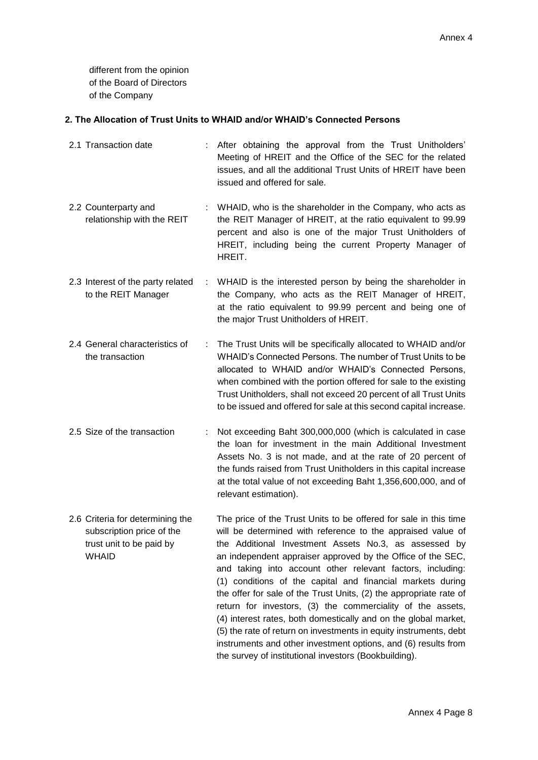different from the opinion of the Board of Directors of the Company

**2. The Allocation of Trust Units to WHAID and/or WHAID's Connected Persons**

| | | |
|---|---|---|
| 2.1 Transaction date | : | After obtaining the approval from the Trust Unitholders' Meeting of HREIT and the Office of the SEC for the related issues, and all the additional Trust Units of HREIT have been issued and offered for sale. |
| 2.2 Counterparty and relationship with the REIT | : | WHAID, who is the shareholder in the Company, who acts as the REIT Manager of HREIT, at the ratio equivalent to 99.99 percent and also is one of the major Trust Unitholders of HREIT, including being the current Property Manager of HREIT. |
| 2.3 Interest of the party related to the REIT Manager | : | WHAID is the interested person by being the shareholder in the Company, who acts as the REIT Manager of HREIT, at the ratio equivalent to 99.99 percent and being one of the major Trust Unitholders of HREIT. |
| 2.4 General characteristics of the transaction | : | The Trust Units will be specifically allocated to WHAID and/or WHAID's Connected Persons. The number of Trust Units to be allocated to WHAID and/or WHAID's Connected Persons, when combined with the portion offered for sale to the existing Trust Unitholders, shall not exceed 20 percent of all Trust Units to be issued and offered for sale at this second capital increase. |
| 2.5 Size of the transaction | : | Not exceeding Baht 300,000,000 (which is calculated in case the loan for investment in the main Additional Investment Assets No. 3 is not made, and at the rate of 20 percent of the funds raised from Trust Unitholders in this capital increase at the total value of not exceeding Baht 1,356,600,000, and of relevant estimation). |
| 2.6 Criteria for determining the subscription price of the trust unit to be paid by WHAID | | The price of the Trust Units to be offered for sale in this time will be determined with reference to the appraised value of the Additional Investment Assets No.3, as assessed by an independent appraiser approved by the Office of the SEC, and taking into account other relevant factors, including: (1) conditions of the capital and financial markets during the offer for sale of the Trust Units, (2) the appropriate rate of return for investors, (3) the commerciality of the assets, (4) interest rates, both domestically and on the global market, (5) the rate of return on investments in equity instruments, debt instruments and other investment options, and (6) results from the survey of institutional investors (Bookbuilding). |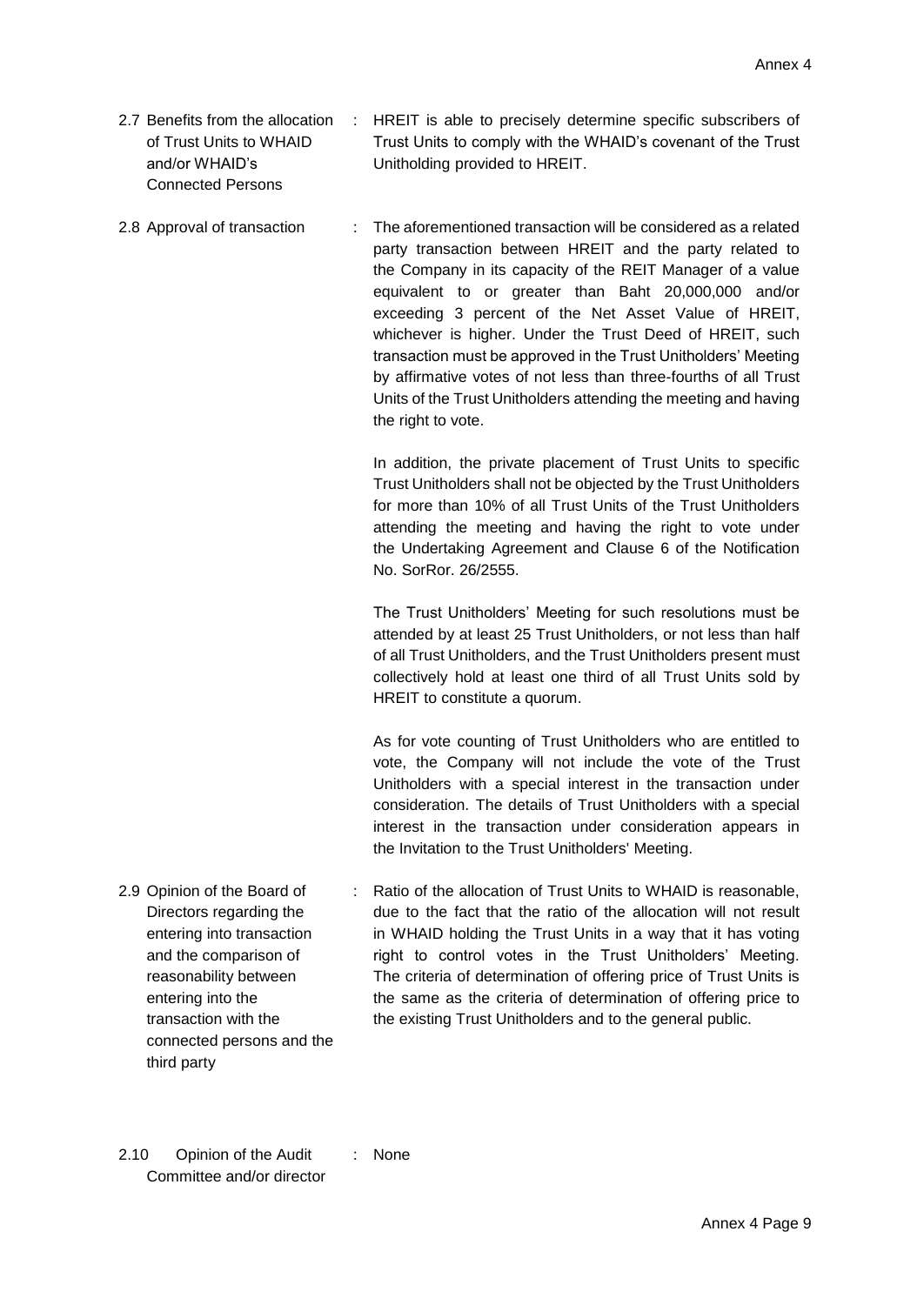| | | |
|---|---|---|
| 2.7 Benefits from the allocation of Trust Units to WHAID and/or WHAID's Connected Persons | : | HREIT is able to precisely determine specific subscribers of Trust Units to comply with the WHAID's covenant of the Trust Unitholding provided to HREIT. |
| 2.8 Approval of transaction | : | The aforementioned transaction will be considered as a related party transaction between HREIT and the party related to the Company in its capacity of the REIT Manager of a value equivalent to or greater than Baht 20,000,000 and/or exceeding 3 percent of the Net Asset Value of HREIT, whichever is higher. Under the Trust Deed of HREIT, such transaction must be approved in the Trust Unitholders' Meeting by affirmative votes of not less than three-fourths of all Trust Units of the Trust Unitholders attending the meeting and having the right to vote.<br><br>In addition, the private placement of Trust Units to specific Trust Unitholders shall not be objected by the Trust Unitholders for more than 10% of all Trust Units of the Trust Unitholders attending the meeting and having the right to vote under the Undertaking Agreement and Clause 6 of the Notification No. SorRor. 26/2555.<br><br>The Trust Unitholders' Meeting for such resolutions must be attended by at least 25 Trust Unitholders, or not less than half of all Trust Unitholders, and the Trust Unitholders present must collectively hold at least one third of all Trust Units sold by HREIT to constitute a quorum.<br><br>As for vote counting of Trust Unitholders who are entitled to vote, the Company will not include the vote of the Trust Unitholders with a special interest in the transaction under consideration. The details of Trust Unitholders with a special interest in the transaction under consideration appears in the Invitation to the Trust Unitholders' Meeting. |
| 2.9 Opinion of the Board of Directors regarding the entering into transaction and the comparison of reasonability between entering into the transaction with the connected persons and the third party | : | Ratio of the allocation of Trust Units to WHAID is reasonable, due to the fact that the ratio of the allocation will not result in WHAID holding the Trust Units in a way that it has voting right to control votes in the Trust Unitholders' Meeting. The criteria of determination of offering price of Trust Units is the same as the criteria of determination of offering price to the existing Trust Unitholders and to the general public. |
| 2.10 Opinion of the Audit Committee and/or director | : | None |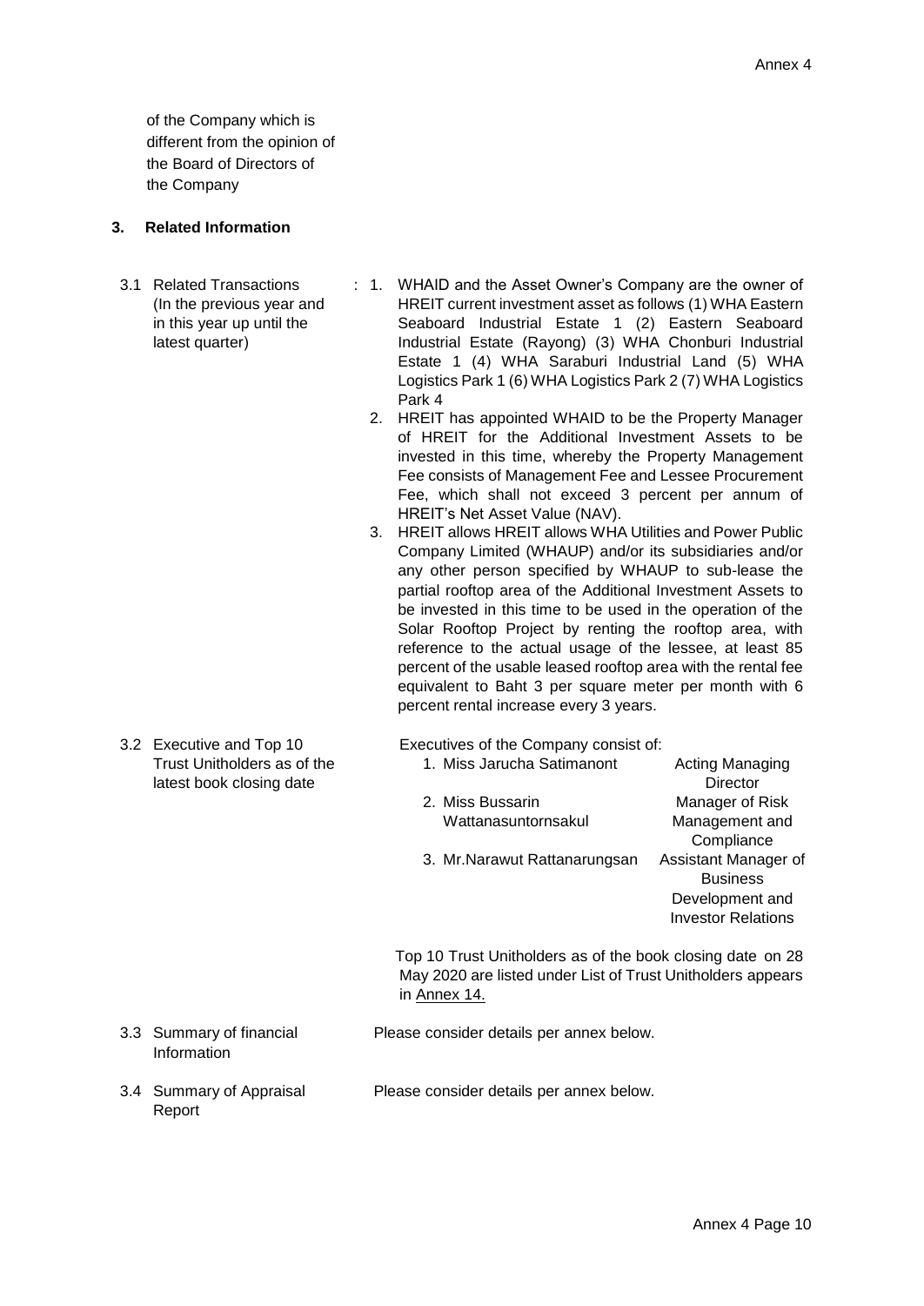of the Company which is different from the opinion of the Board of Directors of the Company

## 3. Related Information

**3.1 Related Transactions (In the previous year and in this year up until the latest quarter)** :

1. WHAID and the Asset Owner's Company are the owner of HREIT current investment asset as follows (1) WHA Eastern Seaboard Industrial Estate 1 (2) Eastern Seaboard Industrial Estate (Rayong) (3) WHA Chonburi Industrial Estate 1 (4) WHA Saraburi Industrial Land (5) WHA Logistics Park 1 (6) WHA Logistics Park 2 (7) WHA Logistics Park 4
2. HREIT has appointed WHAID to be the Property Manager of HREIT for the Additional Investment Assets to be invested in this time, whereby the Property Management Fee consists of Management Fee and Lessee Procurement Fee, which shall not exceed 3 percent per annum of HREIT's Net Asset Value (NAV).
3. HREIT allows HREIT allows WHA Utilities and Power Public Company Limited (WHAUP) and/or its subsidiaries and/or any other person specified by WHAUP to sub-lease the partial rooftop area of the Additional Investment Assets to be invested in this time to be used in the operation of the Solar Rooftop Project by renting the rooftop area, with reference to the actual usage of the lessee, at least 85 percent of the usable leased rooftop area with the rental fee equivalent to Baht 3 per square meter per month with 6 percent rental increase every 3 years.

**3.2 Executive and Top 10 Trust Unitholders as of the latest book closing date**

Executives of the Company consist of:

| Name | Position |
|---|---|
| 1. Miss Jarucha Satimanont | Acting Managing Director |
| 2. Miss Bussarin Wattanasuntornsakul | Manager of Risk Management and Compliance |
| 3. Mr.Narawut Rattanarungsan | Assistant Manager of Business Development and Investor Relations |

Top 10 Trust Unitholders as of the book closing date on 28 May 2020 are listed under List of Trust Unitholders appears in Annex 14.

**3.3 Summary of financial Information**

Please consider details per annex below.

**3.4 Summary of Appraisal Report**

Please consider details per annex below.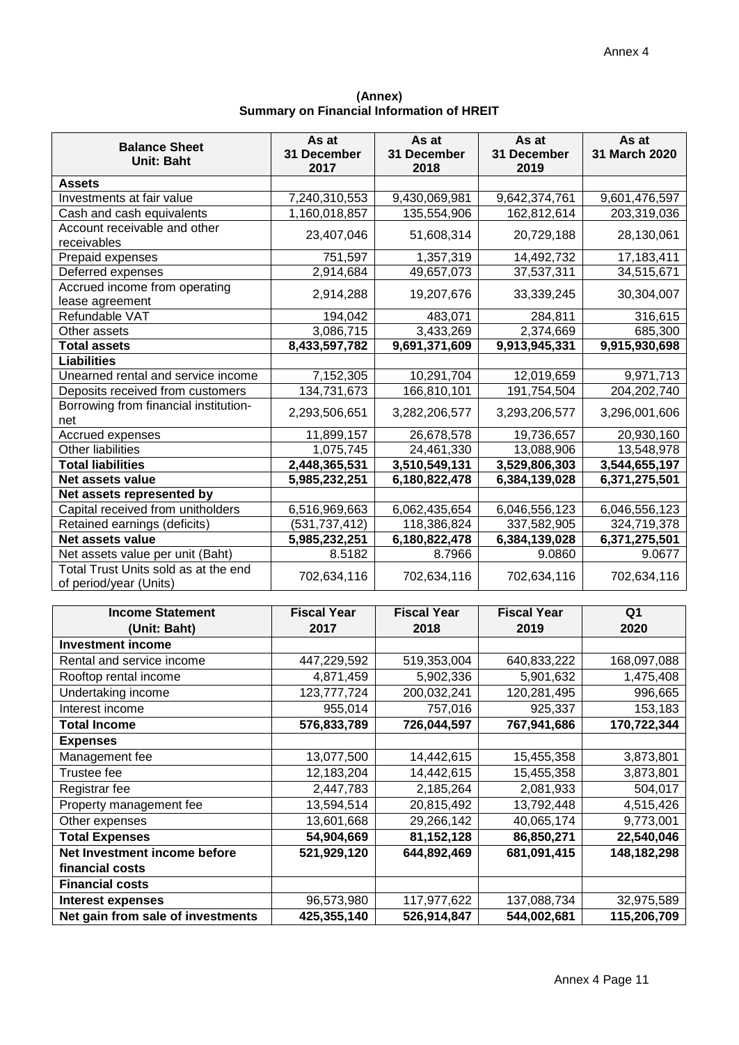Annex 4

**(Annex)**
**Summary on Financial Information of HREIT**

| **Balance Sheet Unit: Baht** | **As at 31 December 2017** | **As at 31 December 2018** | **As at 31 December 2019** | **As at 31 March 2020** |
|---|---|---|---|---|
| **Assets** | | | | |
| Investments at fair value | 7,240,310,553 | 9,430,069,981 | 9,642,374,761 | 9,601,476,597 |
| Cash and cash equivalents | 1,160,018,857 | 135,554,906 | 162,812,614 | 203,319,036 |
| Account receivable and other receivables | 23,407,046 | 51,608,314 | 20,729,188 | 28,130,061 |
| Prepaid expenses | 751,597 | 1,357,319 | 14,492,732 | 17,183,411 |
| Deferred expenses | 2,914,684 | 49,657,073 | 37,537,311 | 34,515,671 |
| Accrued income from operating lease agreement | 2,914,288 | 19,207,676 | 33,339,245 | 30,304,007 |
| Refundable VAT | 194,042 | 483,071 | 284,811 | 316,615 |
| Other assets | 3,086,715 | 3,433,269 | 2,374,669 | 685,300 |
| **Total assets** | **8,433,597,782** | **9,691,371,609** | **9,913,945,331** | **9,915,930,698** |
| **Liabilities** | | | | |
| Unearned rental and service income | 7,152,305 | 10,291,704 | 12,019,659 | 9,971,713 |
| Deposits received from customers | 134,731,673 | 166,810,101 | 191,754,504 | 204,202,740 |
| Borrowing from financial institution-net | 2,293,506,651 | 3,282,206,577 | 3,293,206,577 | 3,296,001,606 |
| Accrued expenses | 11,899,157 | 26,678,578 | 19,736,657 | 20,930,160 |
| Other liabilities | 1,075,745 | 24,461,330 | 13,088,906 | 13,548,978 |
| **Total liabilities** | **2,448,365,531** | **3,510,549,131** | **3,529,806,303** | **3,544,655,197** |
| **Net assets value** | **5,985,232,251** | **6,180,822,478** | **6,384,139,028** | **6,371,275,501** |
| **Net assets represented by** | | | | |
| Capital received from unitholders | 6,516,969,663 | 6,062,435,654 | 6,046,556,123 | 6,046,556,123 |
| Retained earnings (deficits) | (531,737,412) | 118,386,824 | 337,582,905 | 324,719,378 |
| **Net assets value** | **5,985,232,251** | **6,180,822,478** | **6,384,139,028** | **6,371,275,501** |
| Net assets value per unit (Baht) | 8.5182 | 8.7966 | 9.0860 | 9.0677 |
| Total Trust Units sold as at the end of period/year (Units) | 702,634,116 | 702,634,116 | 702,634,116 | 702,634,116 |

| **Income Statement (Unit: Baht)** | **Fiscal Year 2017** | **Fiscal Year 2018** | **Fiscal Year 2019** | **Q1 2020** |
|---|---|---|---|---|
| **Investment income** | | | | |
| Rental and service income | 447,229,592 | 519,353,004 | 640,833,222 | 168,097,088 |
| Rooftop rental income | 4,871,459 | 5,902,336 | 5,901,632 | 1,475,408 |
| Undertaking income | 123,777,724 | 200,032,241 | 120,281,495 | 996,665 |
| Interest income | 955,014 | 757,016 | 925,337 | 153,183 |
| **Total Income** | **576,833,789** | **726,044,597** | **767,941,686** | **170,722,344** |
| **Expenses** | | | | |
| Management fee | 13,077,500 | 14,442,615 | 15,455,358 | 3,873,801 |
| Trustee fee | 12,183,204 | 14,442,615 | 15,455,358 | 3,873,801 |
| Registrar fee | 2,447,783 | 2,185,264 | 2,081,933 | 504,017 |
| Property management fee | 13,594,514 | 20,815,492 | 13,792,448 | 4,515,426 |
| Other expenses | 13,601,668 | 29,266,142 | 40,065,174 | 9,773,001 |
| **Total Expenses** | **54,904,669** | **81,152,128** | **86,850,271** | **22,540,046** |
| **Net Investment income before financial costs** | **521,929,120** | **644,892,469** | **681,091,415** | **148,182,298** |
| **Financial costs** | | | | |
| **Interest expenses** | 96,573,980 | 117,977,622 | 137,088,734 | 32,975,589 |
| **Net gain from sale of investments** | **425,355,140** | **526,914,847** | **544,002,681** | **115,206,709** |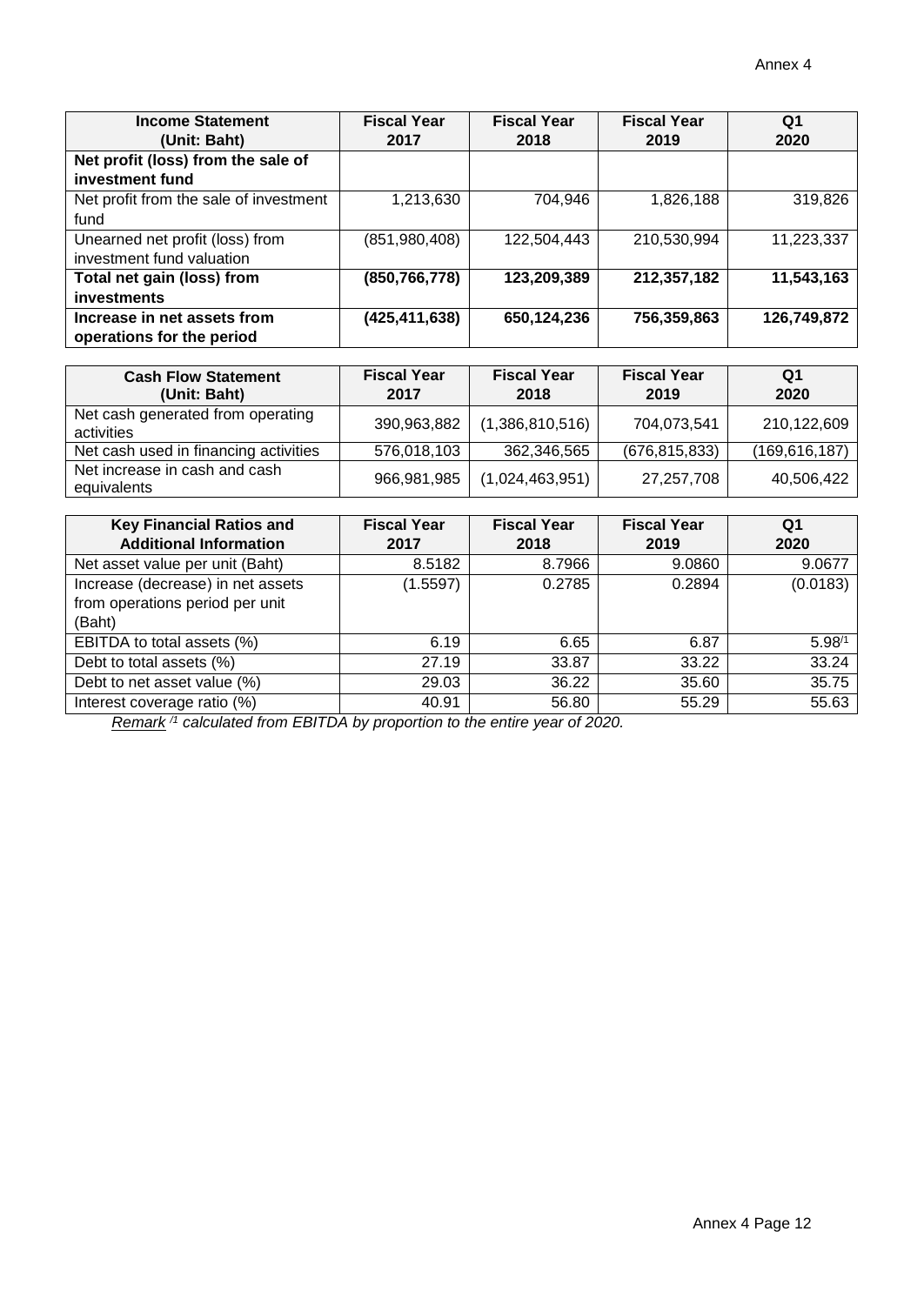Annex 4

| **Income Statement (Unit: Baht)** | **Fiscal Year 2017** | **Fiscal Year 2018** | **Fiscal Year 2019** | **Q1 2020** |
|---|---|---|---|---|
| **Net profit (loss) from the sale of investment fund** | | | | |
| Net profit from the sale of investment fund | 1,213,630 | 704,946 | 1,826,188 | 319,826 |
| Unearned net profit (loss) from investment fund valuation | (851,980,408) | 122,504,443 | 210,530,994 | 11,223,337 |
| **Total net gain (loss) from investments** | **(850,766,778)** | **123,209,389** | **212,357,182** | **11,543,163** |
| **Increase in net assets from operations for the period** | **(425,411,638)** | **650,124,236** | **756,359,863** | **126,749,872** |

| **Cash Flow Statement (Unit: Baht)** | **Fiscal Year 2017** | **Fiscal Year 2018** | **Fiscal Year 2019** | **Q1 2020** |
|---|---|---|---|---|
| Net cash generated from operating activities | 390,963,882 | (1,386,810,516) | 704,073,541 | 210,122,609 |
| Net cash used in financing activities | 576,018,103 | 362,346,565 | (676,815,833) | (169,616,187) |
| Net increase in cash and cash equivalents | 966,981,985 | (1,024,463,951) | 27,257,708 | 40,506,422 |

| **Key Financial Ratios and Additional Information** | **Fiscal Year 2017** | **Fiscal Year 2018** | **Fiscal Year 2019** | **Q1 2020** |
|---|---|---|---|---|
| Net asset value per unit (Baht) | 8.5182 | 8.7966 | 9.0860 | 9.0677 |
| Increase (decrease) in net assets from operations period per unit (Baht) | (1.5597) | 0.2785 | 0.2894 | (0.0183) |
| EBITDA to total assets (%) | 6.19 | 6.65 | 6.87 | 5.98/1 |
| Debt to total assets (%) | 27.19 | 33.87 | 33.22 | 33.24 |
| Debt to net asset value (%) | 29.03 | 36.22 | 35.60 | 35.75 |
| Interest coverage ratio (%) | 40.91 | 56.80 | 55.29 | 55.63 |

*Remark /1 calculated from EBITDA by proportion to the entire year of 2020.*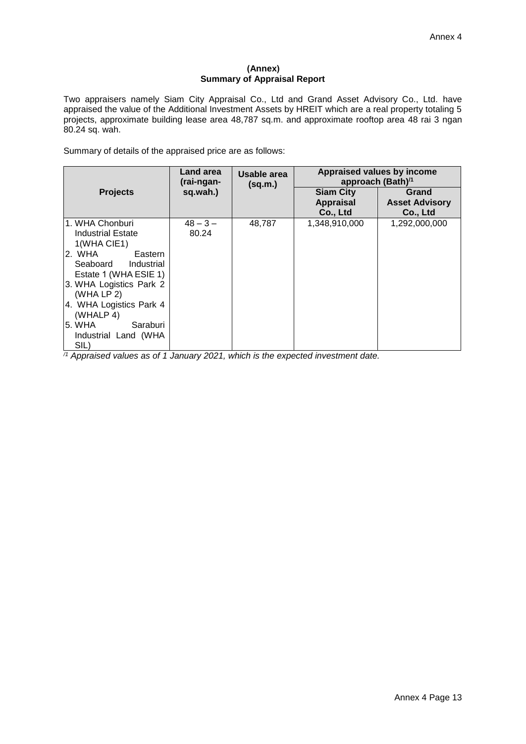Annex 4

**(Annex)**
**Summary of Appraisal Report**

Two appraisers namely Siam City Appraisal Co., Ltd and Grand Asset Advisory Co., Ltd. have appraised the value of the Additional Investment Assets by HREIT which are a real property totaling 5 projects, approximate building lease area 48,787 sq.m. and approximate rooftop area 48 rai 3 ngan 80.24 sq. wah.

Summary of details of the appraised price are as follows:

| **Projects** | **Land area (rai-ngan-sq.wah.)** | **Usable area (sq.m.)** | **Appraised values by income approach (Bath)[/1]** | |
|---|---|---|---|---|
| | | | **Siam City Appraisal Co., Ltd** | **Grand Asset Advisory Co., Ltd** |
| 1. WHA Chonburi Industrial Estate 1(WHA CIE1)<br>2. WHA Eastern Seaboard Industrial Estate 1 (WHA ESIE 1)<br>3. WHA Logistics Park 2 (WHA LP 2)<br>4. WHA Logistics Park 4 (WHALP 4)<br>5. WHA Saraburi Industrial Land (WHA SIL) | 48 – 3 – 80.24 | 48,787 | 1,348,910,000 | 1,292,000,000 |

*[/1] Appraised values as of 1 January 2021, which is the expected investment date.*